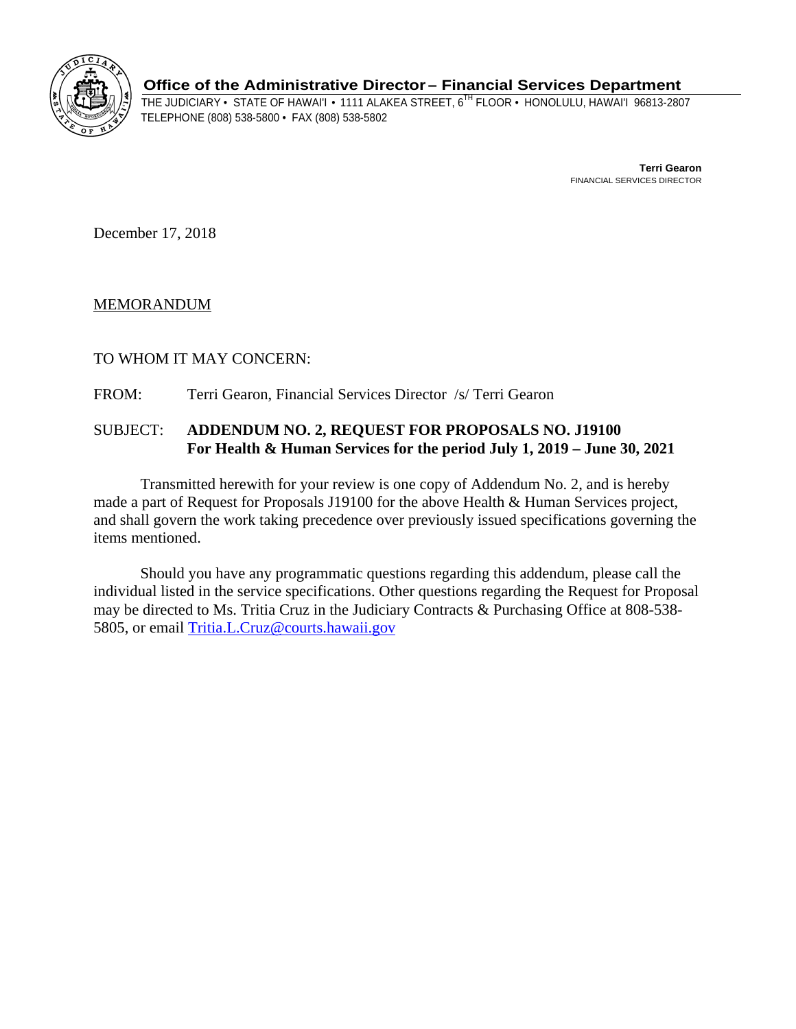**Office of the Administrative Director – Financial Services Department**

THE JUDICIARY • STATE OF HAWAI'I • 1111 ALAKEA STREET, 6TH FLOOR • HONOLULU, HAWAI'I 96813-2807
TELEPHONE (808) 538-5800 • FAX (808) 538-5802

**Terri Gearon**
FINANCIAL SERVICES DIRECTOR

December 17, 2018

MEMORANDUM

TO WHOM IT MAY CONCERN:

FROM: Terri Gearon, Financial Services Director /s/ Terri Gearon

SUBJECT: **ADDENDUM NO. 2, REQUEST FOR PROPOSALS NO. J19100 For Health & Human Services for the period July 1, 2019 – June 30, 2021**

Transmitted herewith for your review is one copy of Addendum No. 2, and is hereby made a part of Request for Proposals J19100 for the above Health & Human Services project, and shall govern the work taking precedence over previously issued specifications governing the items mentioned.

Should you have any programmatic questions regarding this addendum, please call the individual listed in the service specifications. Other questions regarding the Request for Proposal may be directed to Ms. Tritia Cruz in the Judiciary Contracts & Purchasing Office at 808-538-5805, or email Tritia.L.Cruz@courts.hawaii.gov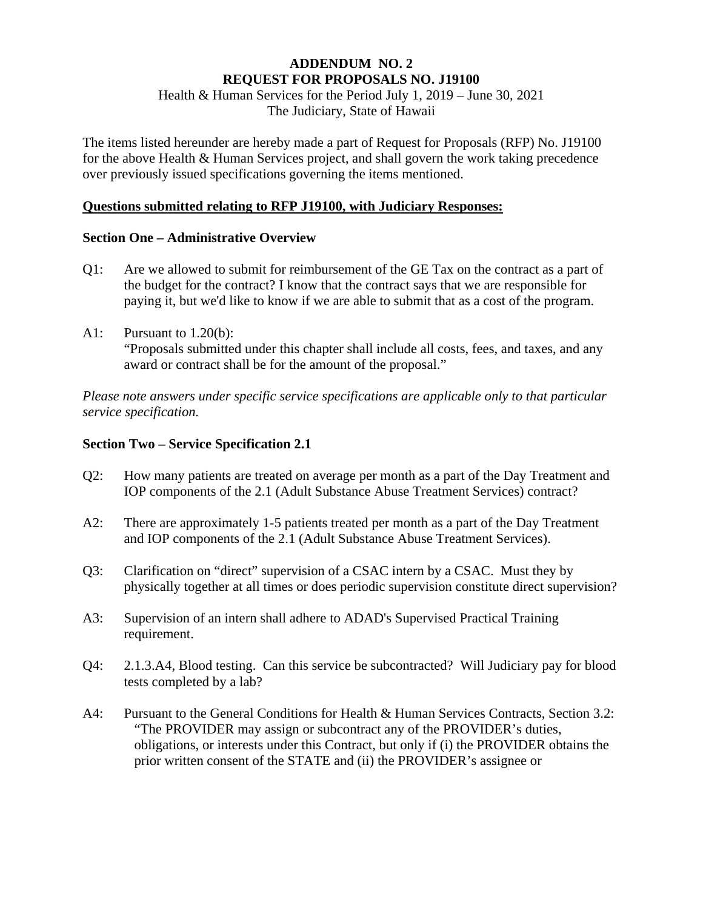**ADDENDUM NO. 2**
**REQUEST FOR PROPOSALS NO. J19100**

Health & Human Services for the Period July 1, 2019 – June 30, 2021
The Judiciary, State of Hawaii

The items listed hereunder are hereby made a part of Request for Proposals (RFP) No. J19100 for the above Health & Human Services project, and shall govern the work taking precedence over previously issued specifications governing the items mentioned.

**Questions submitted relating to RFP J19100, with Judiciary Responses:**

**Section One – Administrative Overview**

Q1: Are we allowed to submit for reimbursement of the GE Tax on the contract as a part of the budget for the contract? I know that the contract says that we are responsible for paying it, but we'd like to know if we are able to submit that as a cost of the program.

A1: Pursuant to 1.20(b):
"Proposals submitted under this chapter shall include all costs, fees, and taxes, and any award or contract shall be for the amount of the proposal."

*Please note answers under specific service specifications are applicable only to that particular service specification.*

**Section Two – Service Specification 2.1**

Q2: How many patients are treated on average per month as a part of the Day Treatment and IOP components of the 2.1 (Adult Substance Abuse Treatment Services) contract?

A2: There are approximately 1-5 patients treated per month as a part of the Day Treatment and IOP components of the 2.1 (Adult Substance Abuse Treatment Services).

Q3: Clarification on "direct" supervision of a CSAC intern by a CSAC. Must they by physically together at all times or does periodic supervision constitute direct supervision?

A3: Supervision of an intern shall adhere to ADAD's Supervised Practical Training requirement.

Q4: 2.1.3.A4, Blood testing. Can this service be subcontracted? Will Judiciary pay for blood tests completed by a lab?

A4: Pursuant to the General Conditions for Health & Human Services Contracts, Section 3.2:
"The PROVIDER may assign or subcontract any of the PROVIDER's duties, obligations, or interests under this Contract, but only if (i) the PROVIDER obtains the prior written consent of the STATE and (ii) the PROVIDER's assignee or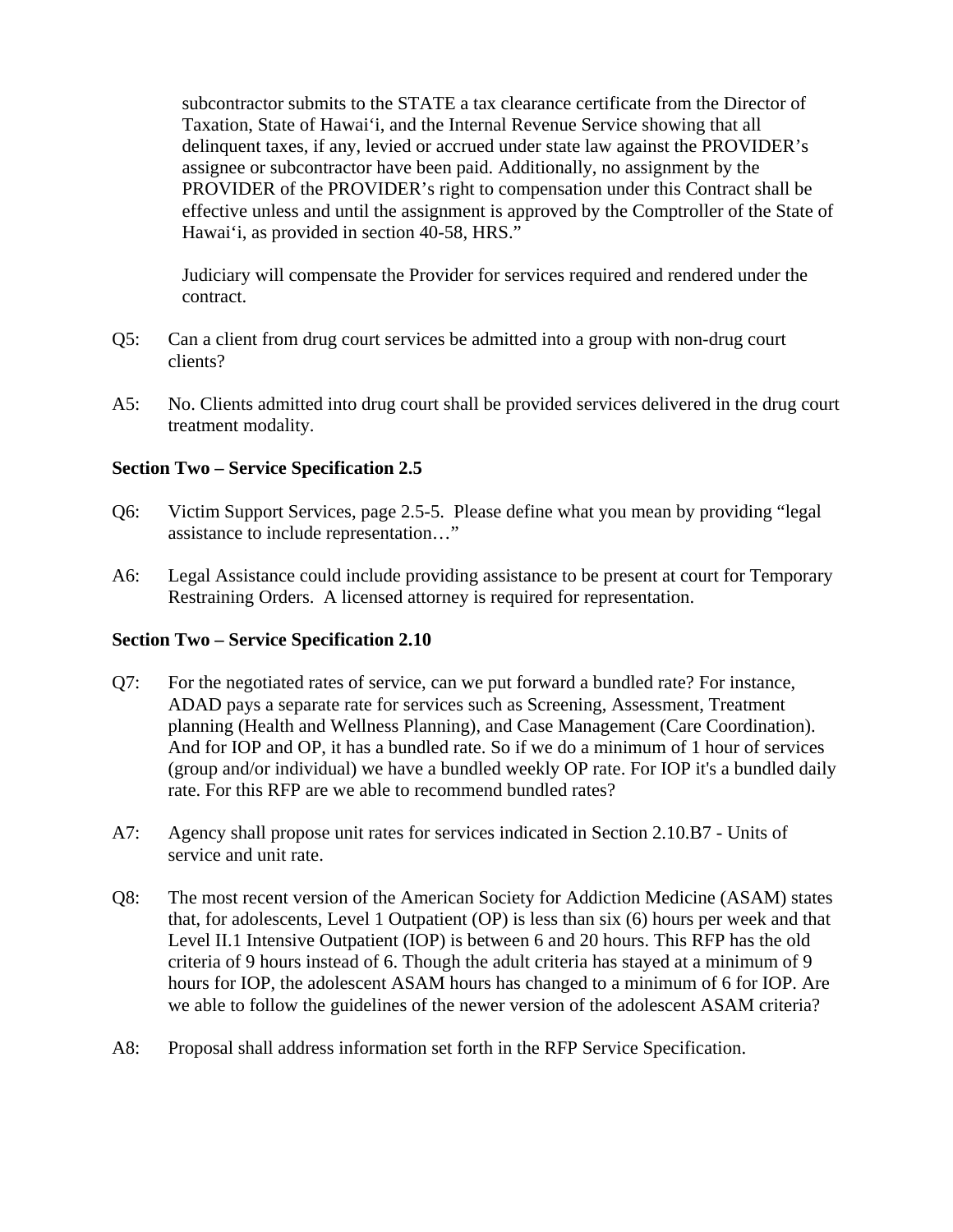subcontractor submits to the STATE a tax clearance certificate from the Director of Taxation, State of Hawaiʻi, and the Internal Revenue Service showing that all delinquent taxes, if any, levied or accrued under state law against the PROVIDER's assignee or subcontractor have been paid. Additionally, no assignment by the PROVIDER of the PROVIDER's right to compensation under this Contract shall be effective unless and until the assignment is approved by the Comptroller of the State of Hawaiʻi, as provided in section 40-58, HRS."

Judiciary will compensate the Provider for services required and rendered under the contract.

Q5: Can a client from drug court services be admitted into a group with non-drug court clients?

A5: No. Clients admitted into drug court shall be provided services delivered in the drug court treatment modality.

**Section Two – Service Specification 2.5**

Q6: Victim Support Services, page 2.5-5. Please define what you mean by providing "legal assistance to include representation…"

A6: Legal Assistance could include providing assistance to be present at court for Temporary Restraining Orders. A licensed attorney is required for representation.

**Section Two – Service Specification 2.10**

Q7: For the negotiated rates of service, can we put forward a bundled rate? For instance, ADAD pays a separate rate for services such as Screening, Assessment, Treatment planning (Health and Wellness Planning), and Case Management (Care Coordination). And for IOP and OP, it has a bundled rate. So if we do a minimum of 1 hour of services (group and/or individual) we have a bundled weekly OP rate. For IOP it's a bundled daily rate. For this RFP are we able to recommend bundled rates?

A7: Agency shall propose unit rates for services indicated in Section 2.10.B7 - Units of service and unit rate.

Q8: The most recent version of the American Society for Addiction Medicine (ASAM) states that, for adolescents, Level 1 Outpatient (OP) is less than six (6) hours per week and that Level II.1 Intensive Outpatient (IOP) is between 6 and 20 hours. This RFP has the old criteria of 9 hours instead of 6. Though the adult criteria has stayed at a minimum of 9 hours for IOP, the adolescent ASAM hours has changed to a minimum of 6 for IOP. Are we able to follow the guidelines of the newer version of the adolescent ASAM criteria?

A8: Proposal shall address information set forth in the RFP Service Specification.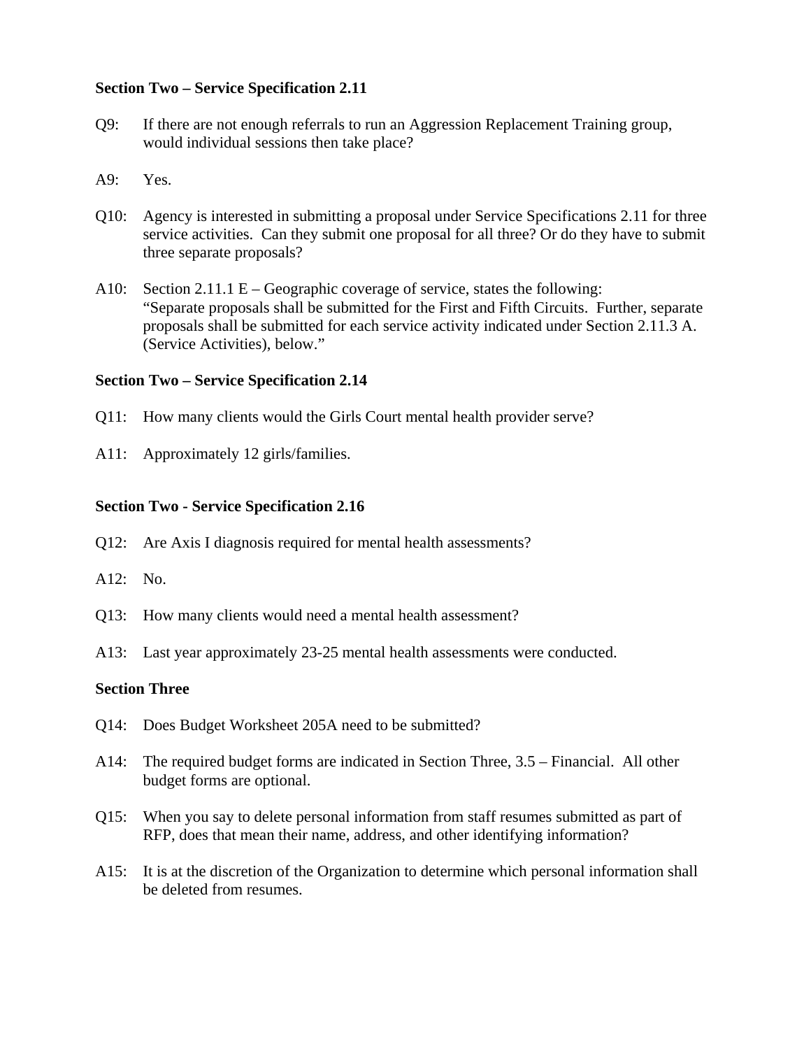**Section Two – Service Specification 2.11**

Q9: If there are not enough referrals to run an Aggression Replacement Training group, would individual sessions then take place?

A9: Yes.

Q10: Agency is interested in submitting a proposal under Service Specifications 2.11 for three service activities. Can they submit one proposal for all three? Or do they have to submit three separate proposals?

A10: Section 2.11.1 E – Geographic coverage of service, states the following: "Separate proposals shall be submitted for the First and Fifth Circuits. Further, separate proposals shall be submitted for each service activity indicated under Section 2.11.3 A. (Service Activities), below."

**Section Two – Service Specification 2.14**

Q11: How many clients would the Girls Court mental health provider serve?

A11: Approximately 12 girls/families.

**Section Two - Service Specification 2.16**

Q12: Are Axis I diagnosis required for mental health assessments?

A12: No.

Q13: How many clients would need a mental health assessment?

A13: Last year approximately 23-25 mental health assessments were conducted.

**Section Three**

Q14: Does Budget Worksheet 205A need to be submitted?

A14: The required budget forms are indicated in Section Three, 3.5 – Financial. All other budget forms are optional.

Q15: When you say to delete personal information from staff resumes submitted as part of RFP, does that mean their name, address, and other identifying information?

A15: It is at the discretion of the Organization to determine which personal information shall be deleted from resumes.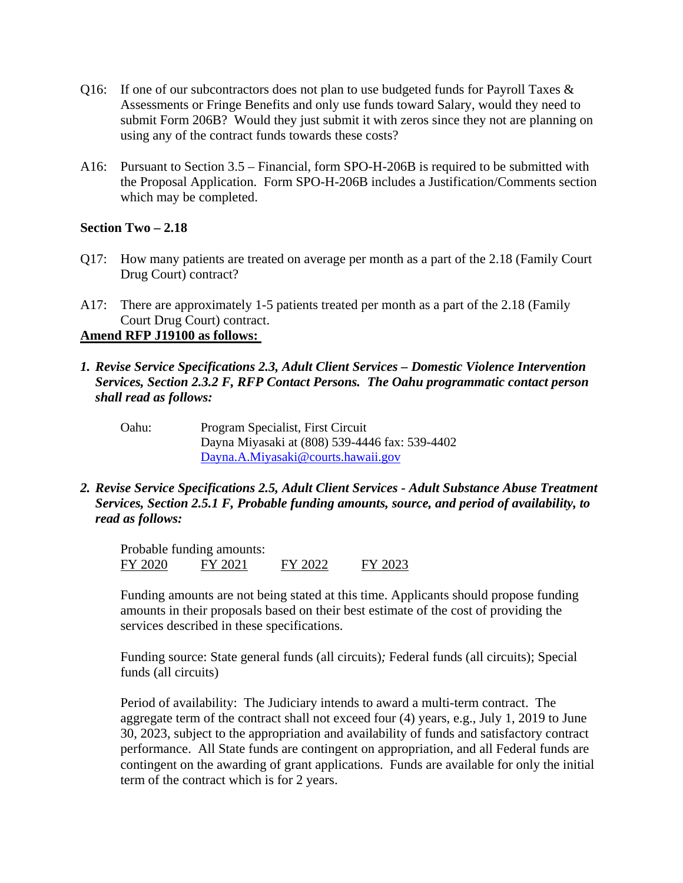Q16: If one of our subcontractors does not plan to use budgeted funds for Payroll Taxes & Assessments or Fringe Benefits and only use funds toward Salary, would they need to submit Form 206B? Would they just submit it with zeros since they not are planning on using any of the contract funds towards these costs?

A16: Pursuant to Section 3.5 – Financial, form SPO-H-206B is required to be submitted with the Proposal Application. Form SPO-H-206B includes a Justification/Comments section which may be completed.

**Section Two – 2.18**

Q17: How many patients are treated on average per month as a part of the 2.18 (Family Court Drug Court) contract?

A17: There are approximately 1-5 patients treated per month as a part of the 2.18 (Family Court Drug Court) contract.

**Amend RFP J19100 as follows:**

1. ***Revise Service Specifications 2.3, Adult Client Services – Domestic Violence Intervention Services, Section 2.3.2 F, RFP Contact Persons. The Oahu programmatic contact person shall read as follows:***

   Oahu: Program Specialist, First Circuit
   Dayna Miyasaki at (808) 539-4446 fax: 539-4402
   Dayna.A.Miyasaki@courts.hawaii.gov

2. ***Revise Service Specifications 2.5, Adult Client Services - Adult Substance Abuse Treatment Services, Section 2.5.1 F, Probable funding amounts, source, and period of availability, to read as follows:***

   Probable funding amounts:

   | FY 2020 | FY 2021 | FY 2022 | FY 2023 |
   |---|---|---|---|

   Funding amounts are not being stated at this time. Applicants should propose funding amounts in their proposals based on their best estimate of the cost of providing the services described in these specifications.

   Funding source: State general funds (all circuits)*;* Federal funds (all circuits); Special funds (all circuits)

   Period of availability: The Judiciary intends to award a multi-term contract. The aggregate term of the contract shall not exceed four (4) years, e.g., July 1, 2019 to June 30, 2023, subject to the appropriation and availability of funds and satisfactory contract performance. All State funds are contingent on appropriation, and all Federal funds are contingent on the awarding of grant applications. Funds are available for only the initial term of the contract which is for 2 years.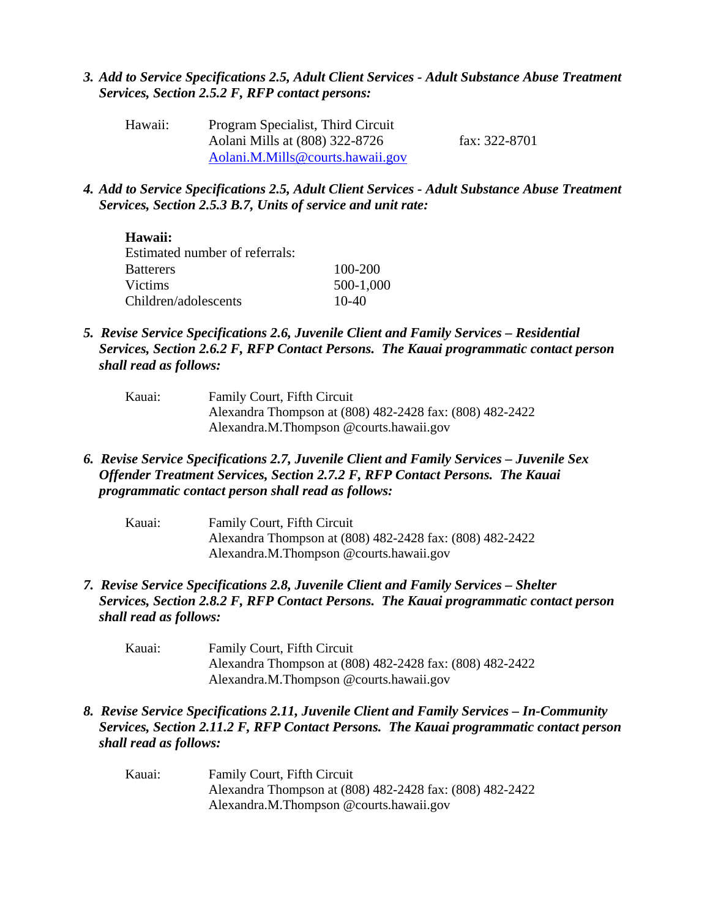*3. **Add to Service Specifications 2.5, Adult Client Services - Adult Substance Abuse Treatment Services, Section 2.5.2 F, RFP contact persons:***

Hawaii: Program Specialist, Third Circuit
Aolani Mills at (808) 322-8726 fax: 322-8701
Aolani.M.Mills@courts.hawaii.gov

*4. **Add to Service Specifications 2.5, Adult Client Services - Adult Substance Abuse Treatment Services, Section 2.5.3 B.7, Units of service and unit rate:***

**Hawaii:**
Estimated number of referrals:

| | |
|---|---|
| Batterers | 100-200 |
| Victims | 500-1,000 |
| Children/adolescents | 10-40 |

*5. **Revise Service Specifications 2.6, Juvenile Client and Family Services – Residential Services, Section 2.6.2 F, RFP Contact Persons. The Kauai programmatic contact person shall read as follows:***

Kauai: Family Court, Fifth Circuit
Alexandra Thompson at (808) 482-2428 fax: (808) 482-2422
Alexandra.M.Thompson @courts.hawaii.gov

*6. **Revise Service Specifications 2.7, Juvenile Client and Family Services – Juvenile Sex Offender Treatment Services, Section 2.7.2 F, RFP Contact Persons. The Kauai programmatic contact person shall read as follows:***

Kauai: Family Court, Fifth Circuit
Alexandra Thompson at (808) 482-2428 fax: (808) 482-2422
Alexandra.M.Thompson @courts.hawaii.gov

*7. **Revise Service Specifications 2.8, Juvenile Client and Family Services – Shelter Services, Section 2.8.2 F, RFP Contact Persons. The Kauai programmatic contact person shall read as follows:***

Kauai: Family Court, Fifth Circuit
Alexandra Thompson at (808) 482-2428 fax: (808) 482-2422
Alexandra.M.Thompson @courts.hawaii.gov

*8. **Revise Service Specifications 2.11, Juvenile Client and Family Services – In-Community Services, Section 2.11.2 F, RFP Contact Persons. The Kauai programmatic contact person shall read as follows:***

Kauai: Family Court, Fifth Circuit
Alexandra Thompson at (808) 482-2428 fax: (808) 482-2422
Alexandra.M.Thompson @courts.hawaii.gov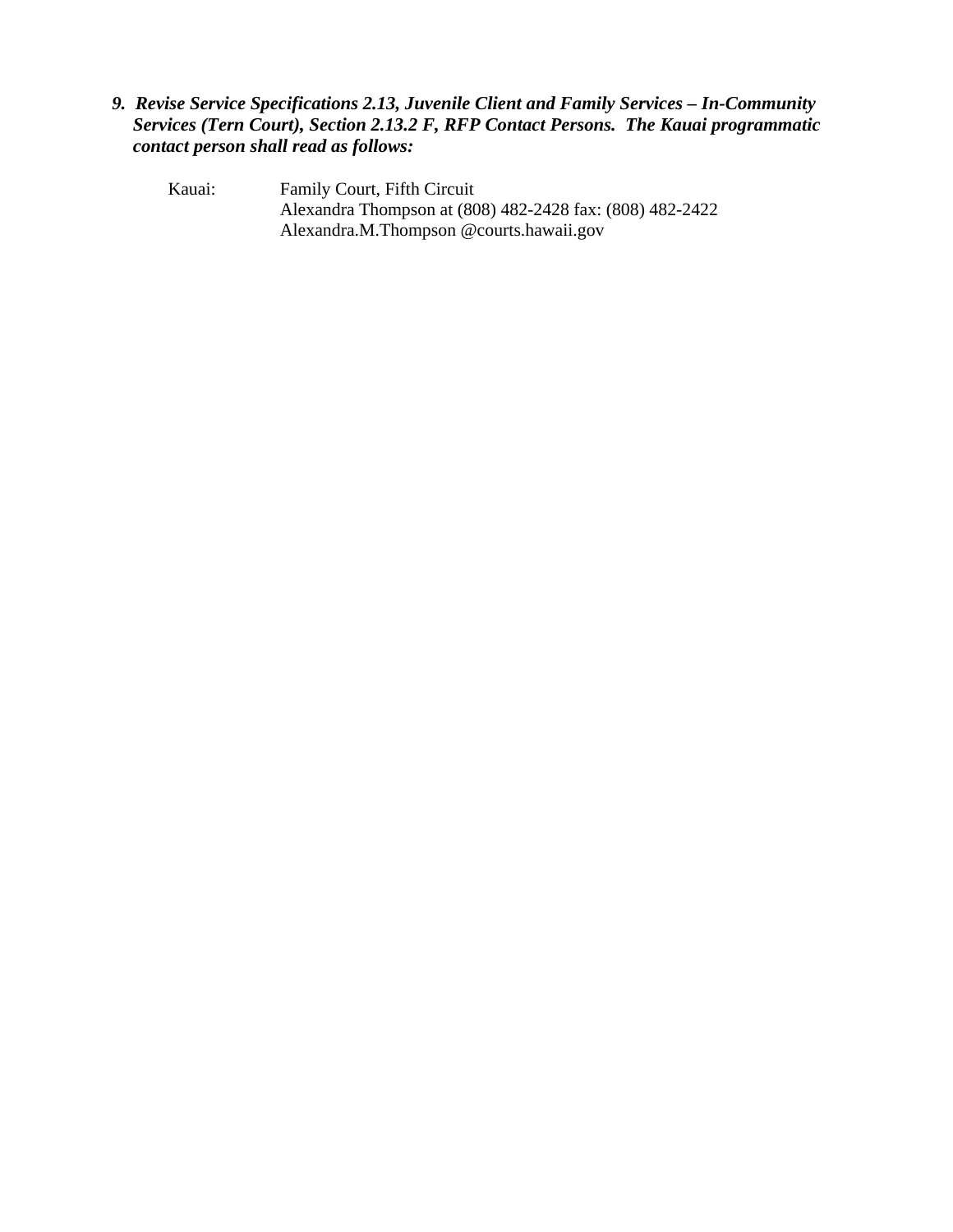***9. Revise Service Specifications 2.13, Juvenile Client and Family Services – In-Community Services (Tern Court), Section 2.13.2 F, RFP Contact Persons. The Kauai programmatic contact person shall read as follows:***

Kauai: Family Court, Fifth Circuit
Alexandra Thompson at (808) 482-2428 fax: (808) 482-2422
Alexandra.M.Thompson @courts.hawaii.gov